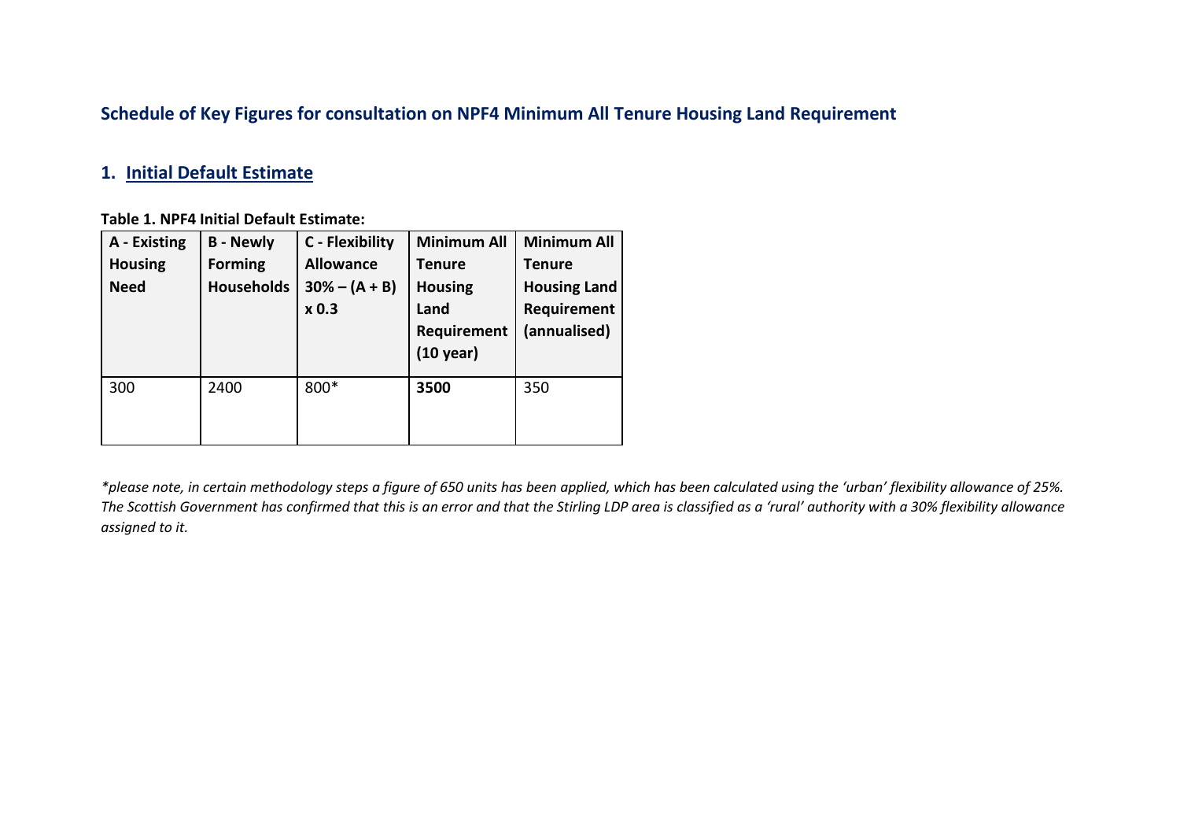## Schedule of Key Figures for consultation on NPF4 Minimum All Tenure Housing Land Requirement

### 1. Initial Default Estimate

**Table 1. NPF4 Initial Default Estimate:**

| A - Existing Housing Need | B - Newly Forming Households | C - Flexibility Allowance 30% – (A + B) x 0.3 | Minimum All Tenure Housing Land Requirement (10 year) | Minimum All Tenure Housing Land Requirement (annualised) |
|---|---|---|---|---|
| 300 | 2400 | 800* | **3500** | 350 |

*\*please note, in certain methodology steps a figure of 650 units has been applied, which has been calculated using the 'urban' flexibility allowance of 25%. The Scottish Government has confirmed that this is an error and that the Stirling LDP area is classified as a 'rural' authority with a 30% flexibility allowance assigned to it.*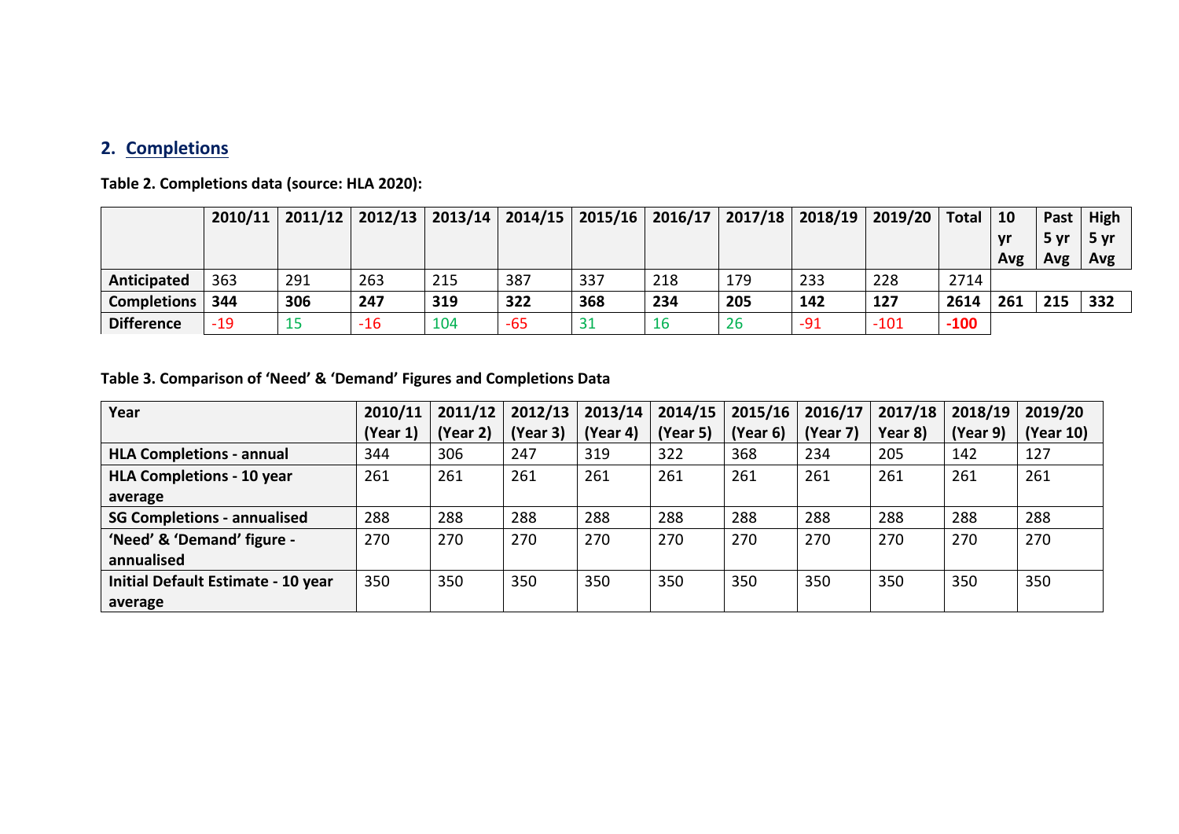## 2. Completions

**Table 2. Completions data (source: HLA 2020):**

| | 2010/11 | 2011/12 | 2012/13 | 2013/14 | 2014/15 | 2015/16 | 2016/17 | 2017/18 | 2018/19 | 2019/20 | Total | 10 yr Avg | Past 5 yr Avg | High 5 yr Avg |
|---|---|---|---|---|---|---|---|---|---|---|---|---|---|---|
| **Anticipated** | 363 | 291 | 263 | 215 | 387 | 337 | 218 | 179 | 233 | 228 | 2714 | | | |
| **Completions** | **344** | **306** | **247** | **319** | **322** | **368** | **234** | **205** | **142** | **127** | **2614** | **261** | **215** | **332** |
| **Difference** | -19 | 15 | -16 | 104 | -65 | 31 | 16 | 26 | -91 | -101 | **-100** | | | |

**Table 3. Comparison of 'Need' & 'Demand' Figures and Completions Data**

| Year | 2010/11 (Year 1) | 2011/12 (Year 2) | 2012/13 (Year 3) | 2013/14 (Year 4) | 2014/15 (Year 5) | 2015/16 (Year 6) | 2016/17 (Year 7) | 2017/18 Year 8) | 2018/19 (Year 9) | 2019/20 (Year 10) |
|---|---|---|---|---|---|---|---|---|---|---|
| **HLA Completions - annual** | 344 | 306 | 247 | 319 | 322 | 368 | 234 | 205 | 142 | 127 |
| **HLA Completions - 10 year average** | 261 | 261 | 261 | 261 | 261 | 261 | 261 | 261 | 261 | 261 |
| **SG Completions - annualised** | 288 | 288 | 288 | 288 | 288 | 288 | 288 | 288 | 288 | 288 |
| **'Need' & 'Demand' figure - annualised** | 270 | 270 | 270 | 270 | 270 | 270 | 270 | 270 | 270 | 270 |
| **Initial Default Estimate - 10 year average** | 350 | 350 | 350 | 350 | 350 | 350 | 350 | 350 | 350 | 350 |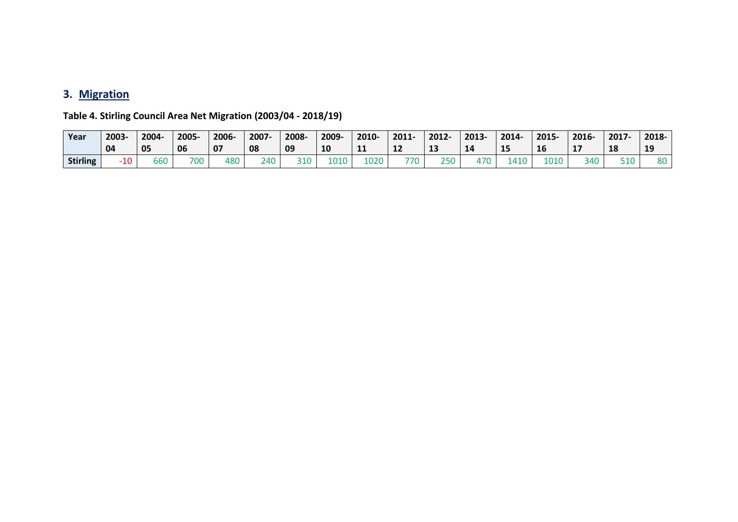## 3. Migration

**Table 4. Stirling Council Area Net Migration (2003/04 - 2018/19)**

| Year | 2003-04 | 2004-05 | 2005-06 | 2006-07 | 2007-08 | 2008-09 | 2009-10 | 2010-11 | 2011-12 | 2012-13 | 2013-14 | 2014-15 | 2015-16 | 2016-17 | 2017-18 | 2018-19 |
|---|---|---|---|---|---|---|---|---|---|---|---|---|---|---|---|---|
| **Stirling** | -10 | 660 | 700 | 480 | 240 | 310 | 1010 | 1020 | 770 | 250 | 470 | 1410 | 1010 | 340 | 510 | 80 |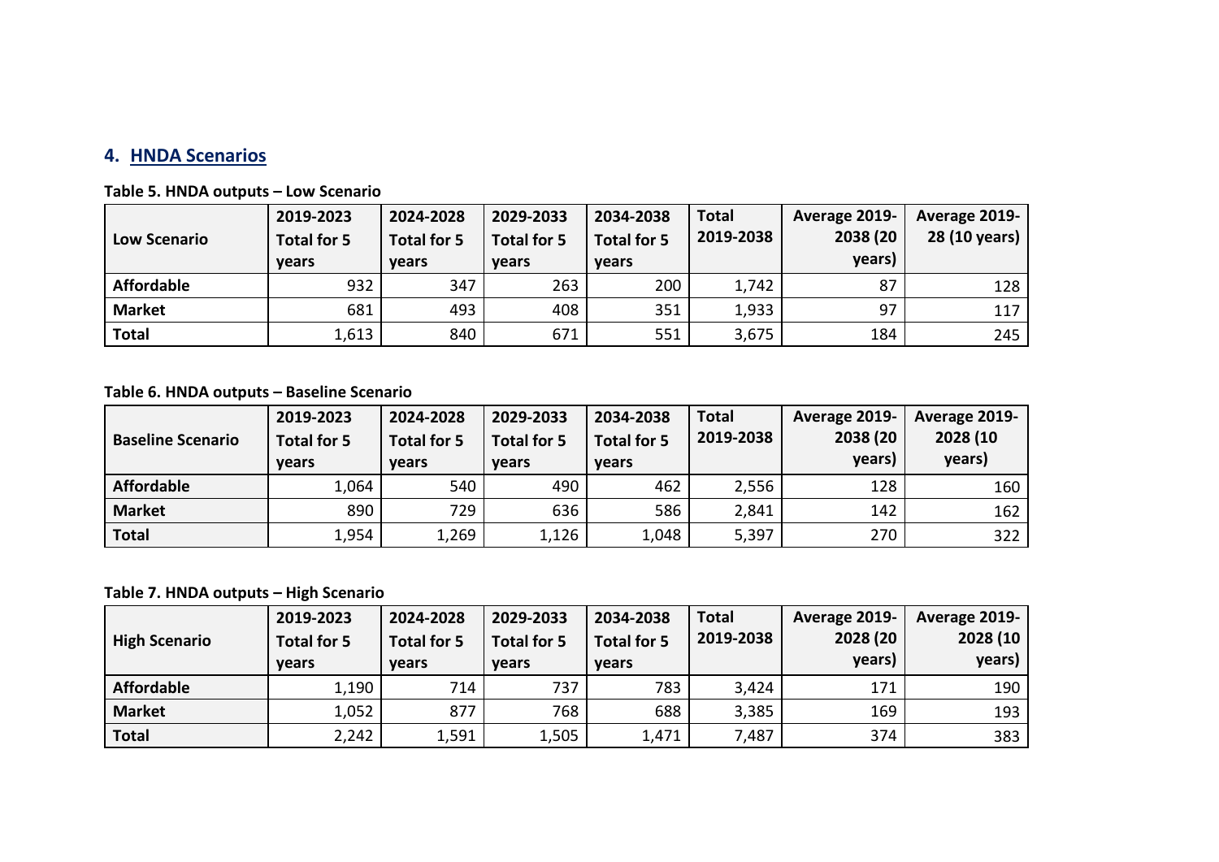## 4. HNDA Scenarios

**Table 5. HNDA outputs – Low Scenario**

| Low Scenario | 2019-2023 Total for 5 years | 2024-2028 Total for 5 years | 2029-2033 Total for 5 years | 2034-2038 Total for 5 years | Total 2019-2038 | Average 2019-2038 (20 years) | Average 2019-28 (10 years) |
|---|---|---|---|---|---|---|---|
| **Affordable** | 932 | 347 | 263 | 200 | 1,742 | 87 | 128 |
| **Market** | 681 | 493 | 408 | 351 | 1,933 | 97 | 117 |
| **Total** | 1,613 | 840 | 671 | 551 | 3,675 | 184 | 245 |

**Table 6. HNDA outputs – Baseline Scenario**

| Baseline Scenario | 2019-2023 Total for 5 years | 2024-2028 Total for 5 years | 2029-2033 Total for 5 years | 2034-2038 Total for 5 years | Total 2019-2038 | Average 2019-2038 (20 years) | Average 2019-2028 (10 years) |
|---|---|---|---|---|---|---|---|
| **Affordable** | 1,064 | 540 | 490 | 462 | 2,556 | 128 | 160 |
| **Market** | 890 | 729 | 636 | 586 | 2,841 | 142 | 162 |
| **Total** | 1,954 | 1,269 | 1,126 | 1,048 | 5,397 | 270 | 322 |

**Table 7. HNDA outputs – High Scenario**

| High Scenario | 2019-2023 Total for 5 years | 2024-2028 Total for 5 years | 2029-2033 Total for 5 years | 2034-2038 Total for 5 years | Total 2019-2038 | Average 2019-2028 (20 years) | Average 2019-2028 (10 years) |
|---|---|---|---|---|---|---|---|
| **Affordable** | 1,190 | 714 | 737 | 783 | 3,424 | 171 | 190 |
| **Market** | 1,052 | 877 | 768 | 688 | 3,385 | 169 | 193 |
| **Total** | 2,242 | 1,591 | 1,505 | 1,471 | 7,487 | 374 | 383 |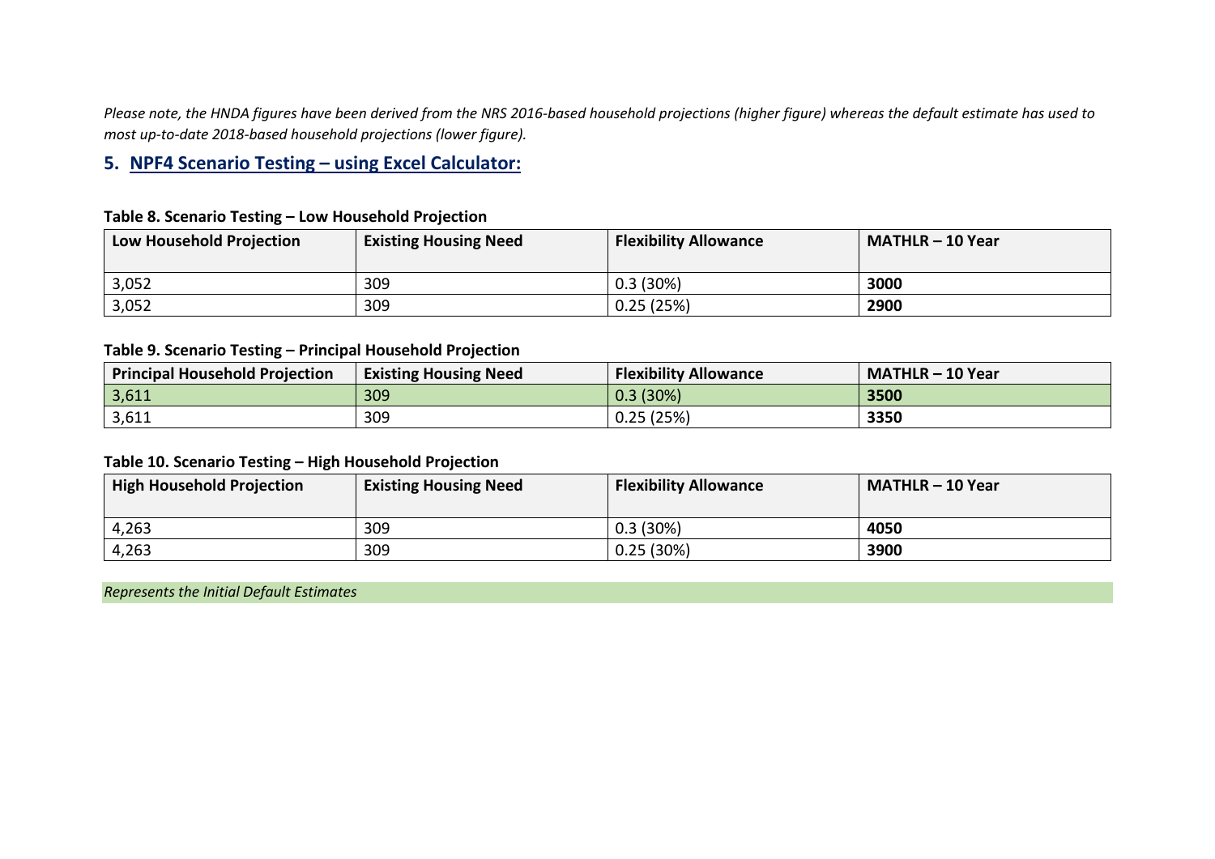*Please note, the HNDA figures have been derived from the NRS 2016-based household projections (higher figure) whereas the default estimate has used to most up-to-date 2018-based household projections (lower figure).*

## 5. NPF4 Scenario Testing – using Excel Calculator:

**Table 8. Scenario Testing – Low Household Projection**

| Low Household Projection | Existing Housing Need | Flexibility Allowance | MATHLR – 10 Year |
|---|---|---|---|
| 3,052 | 309 | 0.3 (30%) | **3000** |
| 3,052 | 309 | 0.25 (25%) | **2900** |

**Table 9. Scenario Testing – Principal Household Projection**

| Principal Household Projection | Existing Housing Need | Flexibility Allowance | MATHLR – 10 Year |
|---|---|---|---|
| 3,611 | 309 | 0.3 (30%) | **3500** |
| 3,611 | 309 | 0.25 (25%) | **3350** |

**Table 10. Scenario Testing – High Household Projection**

| High Household Projection | Existing Housing Need | Flexibility Allowance | MATHLR – 10 Year |
|---|---|---|---|
| 4,263 | 309 | 0.3 (30%) | **4050** |
| 4,263 | 309 | 0.25 (30%) | **3900** |

*Represents the Initial Default Estimates*